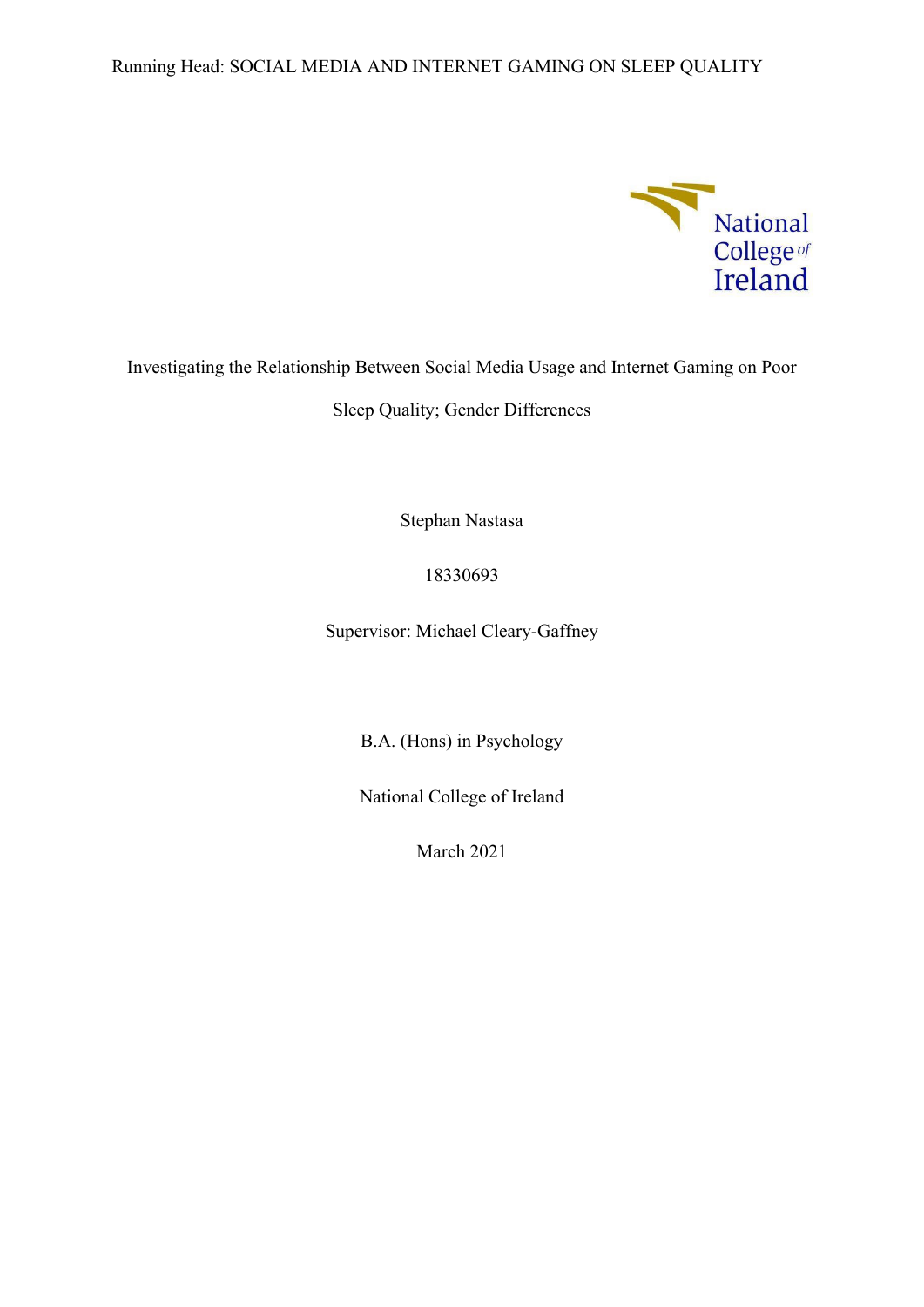Investigating the Relationship Between Social Media Usage and Internet Gaming on Poor Sleep Quality; Gender Differences

Stephan Nastasa

18330693

Supervisor: Michael Cleary-Gaffney

B.A. (Hons) in Psychology

National College of Ireland

March 2021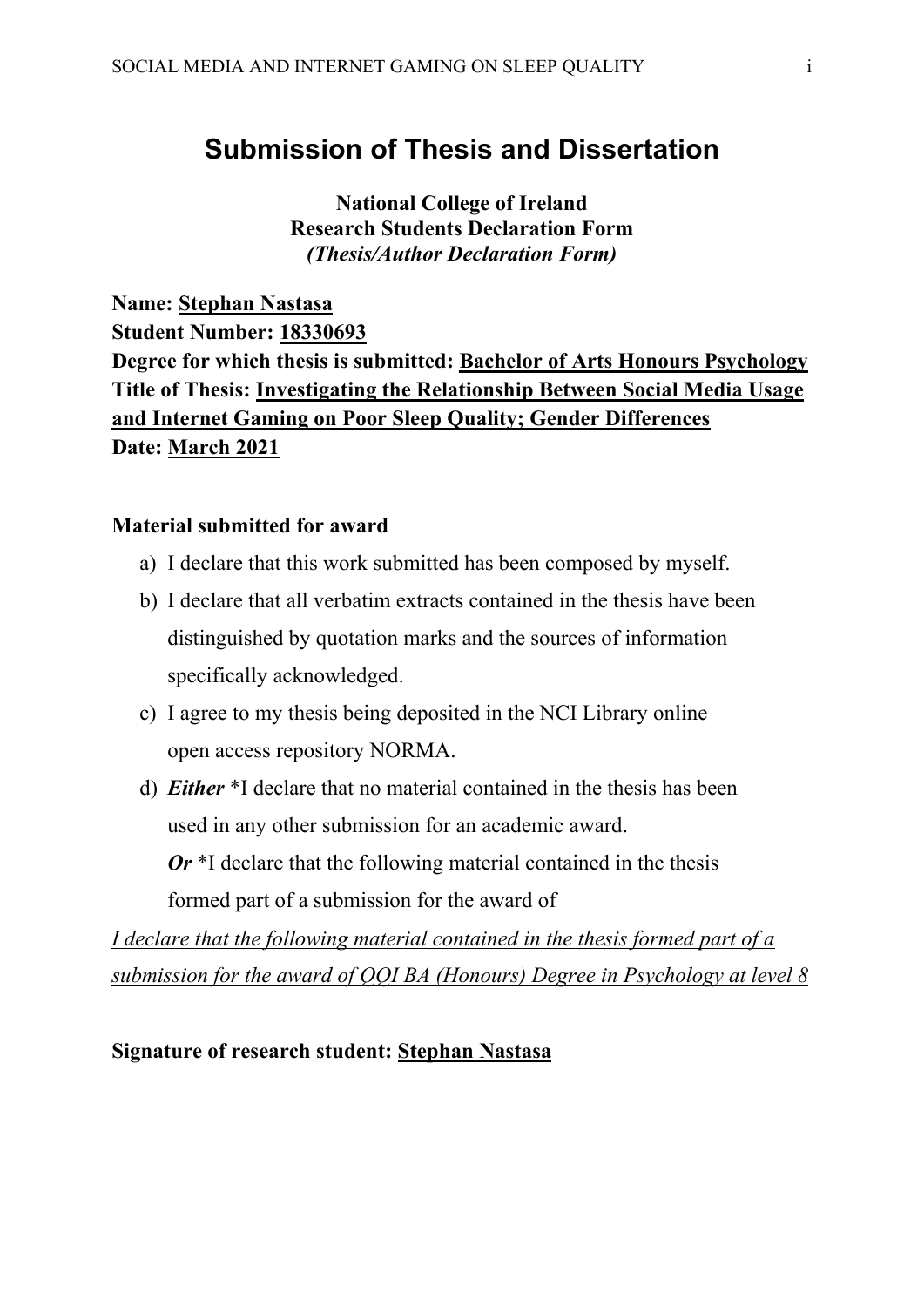# Submission of Thesis and Dissertation

**National College of Ireland**
**Research Students Declaration Form**
***(Thesis/Author Declaration Form)***

**Name:** **Stephan Nastasa**
**Student Number:** **18330693**
**Degree for which thesis is submitted:** **Bachelor of Arts Honours Psychology**
**Title of Thesis:** **Investigating the Relationship Between Social Media Usage and Internet Gaming on Poor Sleep Quality; Gender Differences**
**Date:** **March 2021**

**Material submitted for award**

a) I declare that this work submitted has been composed by myself.

b) I declare that all verbatim extracts contained in the thesis have been distinguished by quotation marks and the sources of information specifically acknowledged.

c) I agree to my thesis being deposited in the NCI Library online open access repository NORMA.

d) ***Either*** *I declare that no material contained in the thesis has been used in any other submission for an academic award.
***Or*** *I declare that the following material contained in the thesis formed part of a submission for the award of

*I declare that the following material contained in the thesis formed part of a submission for the award of QQI BA (Honours) Degree in Psychology at level 8*

**Signature of research student:** **Stephan Nastasa**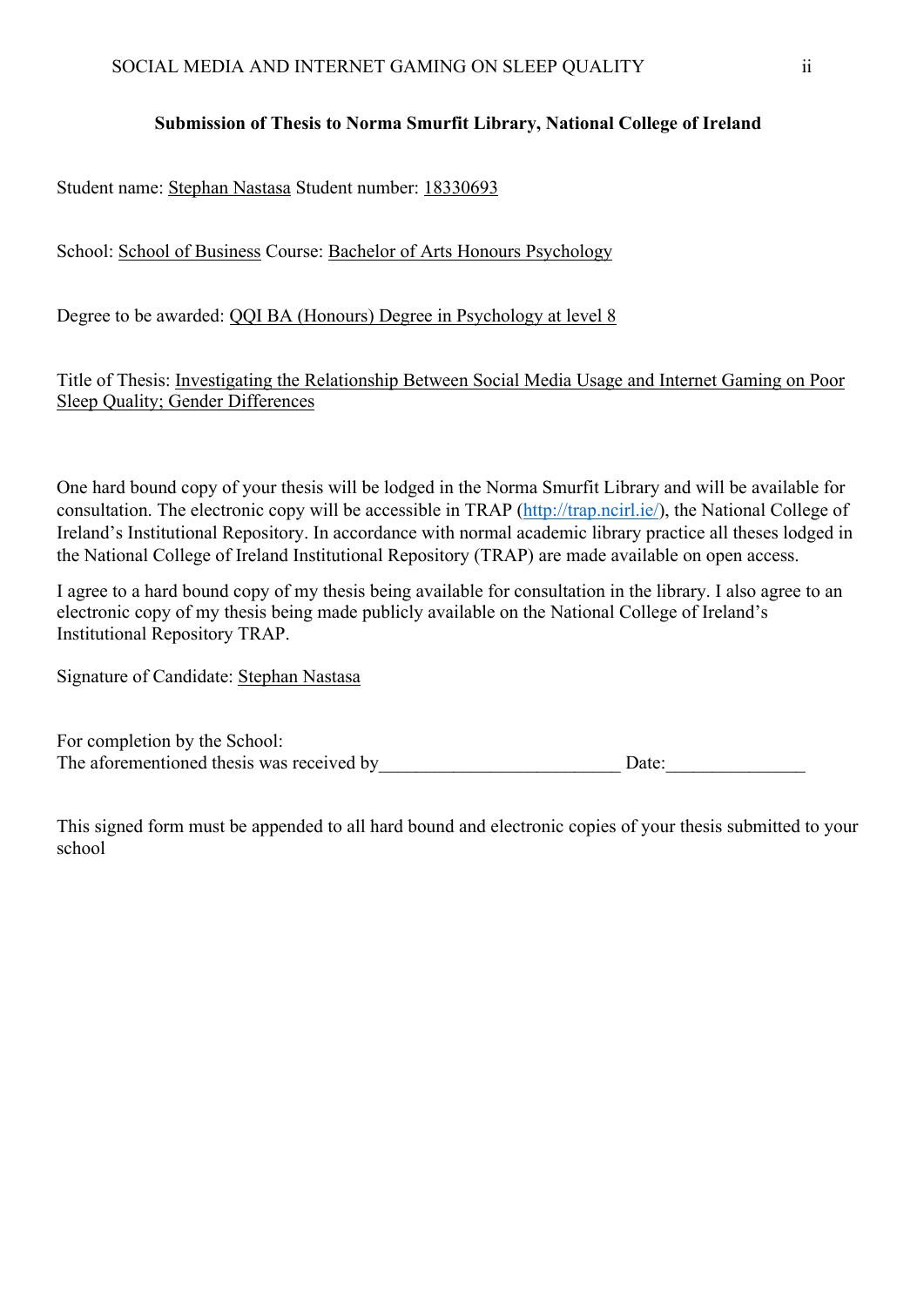**Submission of Thesis to Norma Smurfit Library, National College of Ireland**

Student name: Stephan Nastasa Student number: 18330693

School: School of Business Course: Bachelor of Arts Honours Psychology

Degree to be awarded: QQI BA (Honours) Degree in Psychology at level 8

Title of Thesis: Investigating the Relationship Between Social Media Usage and Internet Gaming on Poor Sleep Quality; Gender Differences

One hard bound copy of your thesis will be lodged in the Norma Smurfit Library and will be available for consultation. The electronic copy will be accessible in TRAP (http://trap.ncirl.ie/), the National College of Ireland's Institutional Repository. In accordance with normal academic library practice all theses lodged in the National College of Ireland Institutional Repository (TRAP) are made available on open access.

I agree to a hard bound copy of my thesis being available for consultation in the library. I also agree to an electronic copy of my thesis being made publicly available on the National College of Ireland's Institutional Repository TRAP.

Signature of Candidate: Stephan Nastasa

For completion by the School:
The aforementioned thesis was received by__________________________ Date:_______________

This signed form must be appended to all hard bound and electronic copies of your thesis submitted to your school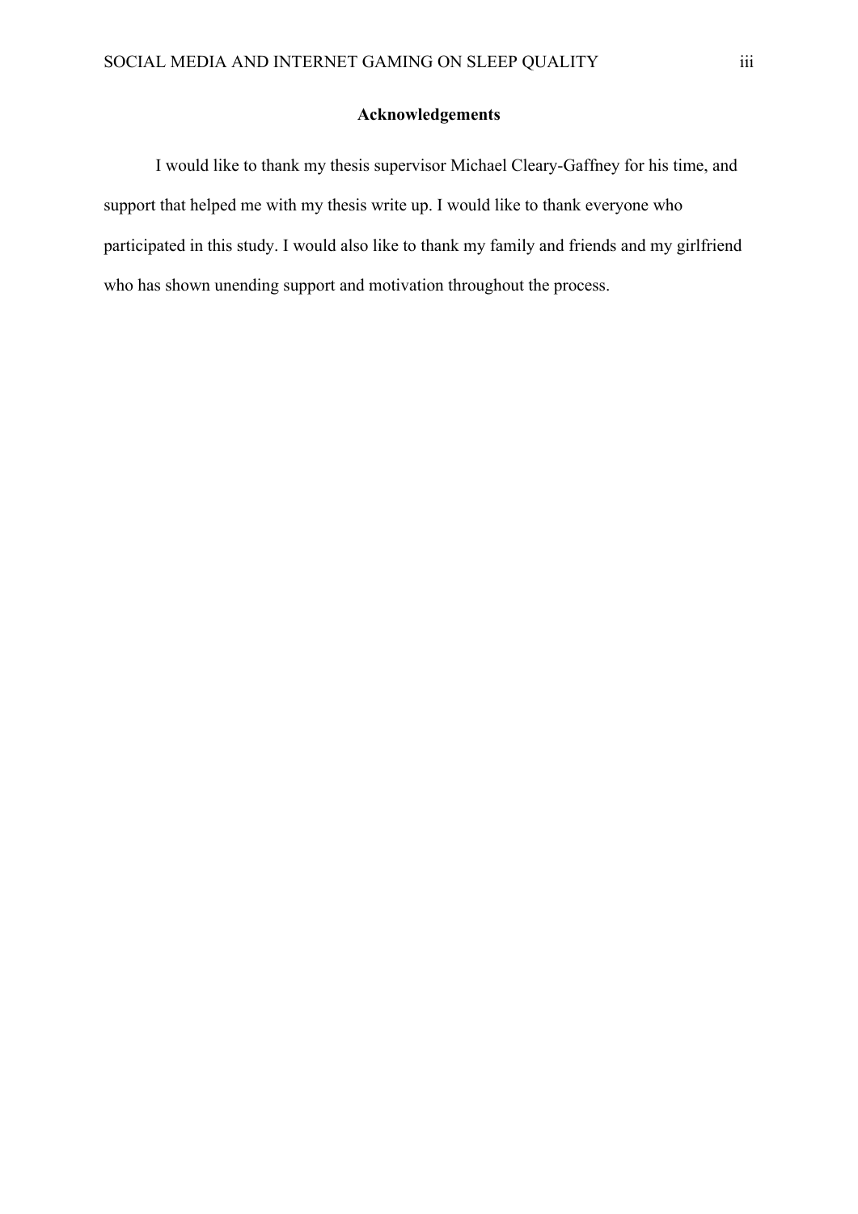## Acknowledgements

I would like to thank my thesis supervisor Michael Cleary-Gaffney for his time, and support that helped me with my thesis write up. I would like to thank everyone who participated in this study. I would also like to thank my family and friends and my girlfriend who has shown unending support and motivation throughout the process.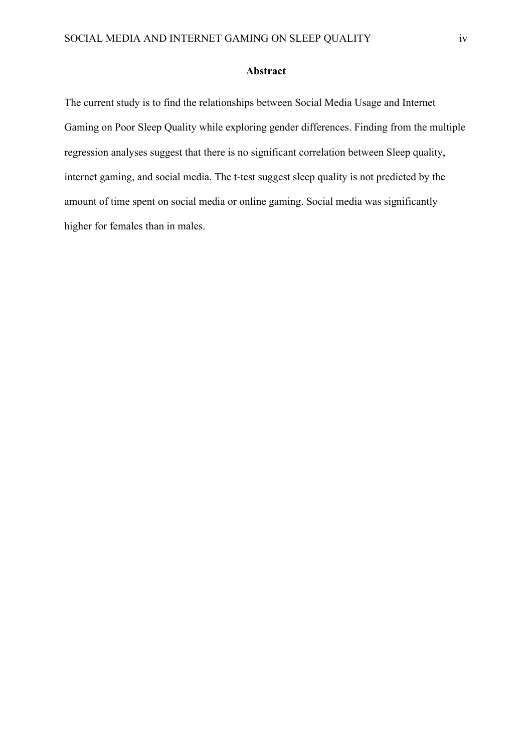## Abstract

The current study is to find the relationships between Social Media Usage and Internet Gaming on Poor Sleep Quality while exploring gender differences. Finding from the multiple regression analyses suggest that there is no significant correlation between Sleep quality, internet gaming, and social media. The t-test suggest sleep quality is not predicted by the amount of time spent on social media or online gaming. Social media was significantly higher for females than in males.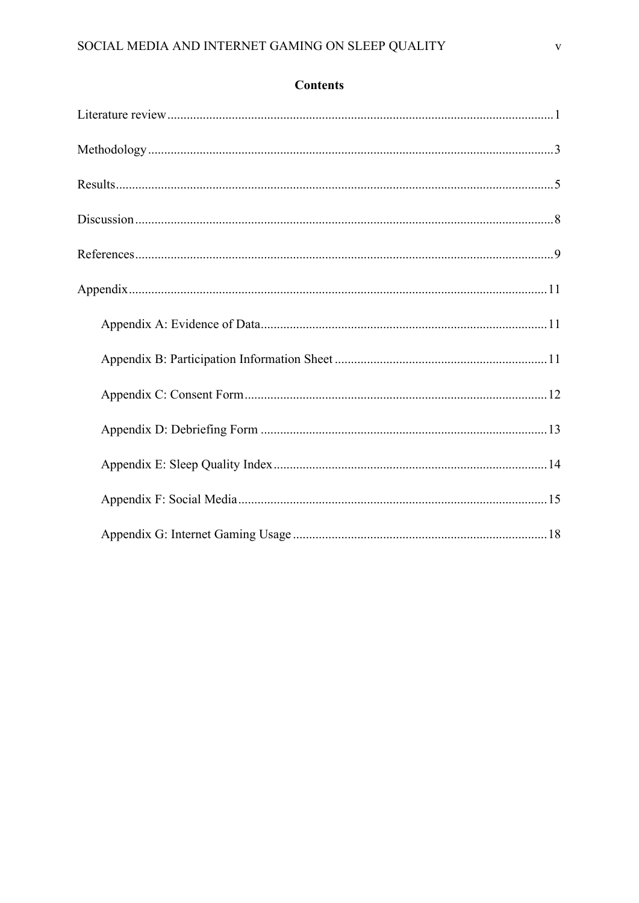# Contents

Literature review ........................................................................................................ 1

Methodology .............................................................................................................. 3

Results ........................................................................................................................ 5

Discussion .................................................................................................................. 8

References .................................................................................................................. 9

Appendix .................................................................................................................. 11

- Appendix A: Evidence of Data ........................................................................ 11
- Appendix B: Participation Information Sheet ................................................. 11
- Appendix C: Consent Form ............................................................................. 12
- Appendix D: Debriefing Form ........................................................................ 13
- Appendix E: Sleep Quality Index .................................................................... 14
- Appendix F: Social Media ............................................................................... 15
- Appendix G: Internet Gaming Usage .............................................................. 18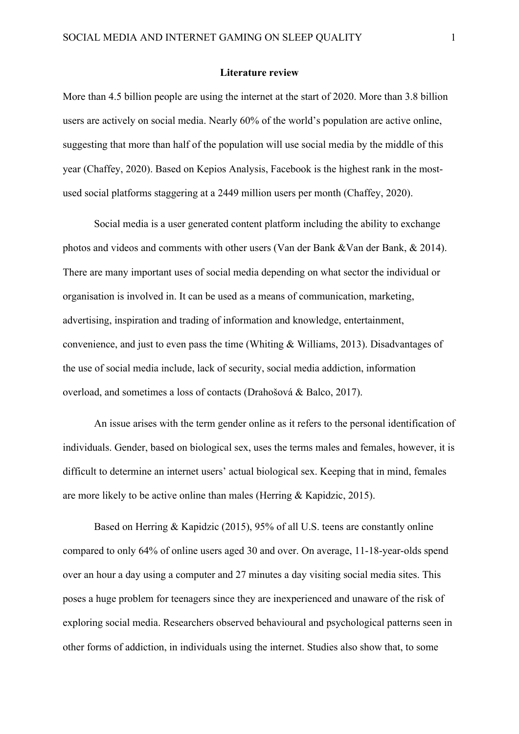## Literature review

More than 4.5 billion people are using the internet at the start of 2020. More than 3.8 billion users are actively on social media. Nearly 60% of the world's population are active online, suggesting that more than half of the population will use social media by the middle of this year (Chaffey, 2020). Based on Kepios Analysis, Facebook is the highest rank in the most-used social platforms staggering at a 2449 million users per month (Chaffey, 2020).

Social media is a user generated content platform including the ability to exchange photos and videos and comments with other users (Van der Bank &Van der Bank, & 2014). There are many important uses of social media depending on what sector the individual or organisation is involved in. It can be used as a means of communication, marketing, advertising, inspiration and trading of information and knowledge, entertainment, convenience, and just to even pass the time (Whiting & Williams, 2013). Disadvantages of the use of social media include, lack of security, social media addiction, information overload, and sometimes a loss of contacts (Drahošová & Balco, 2017).

An issue arises with the term gender online as it refers to the personal identification of individuals. Gender, based on biological sex, uses the terms males and females, however, it is difficult to determine an internet users' actual biological sex. Keeping that in mind, females are more likely to be active online than males (Herring & Kapidzic, 2015).

Based on Herring & Kapidzic (2015), 95% of all U.S. teens are constantly online compared to only 64% of online users aged 30 and over. On average, 11-18-year-olds spend over an hour a day using a computer and 27 minutes a day visiting social media sites. This poses a huge problem for teenagers since they are inexperienced and unaware of the risk of exploring social media. Researchers observed behavioural and psychological patterns seen in other forms of addiction, in individuals using the internet. Studies also show that, to some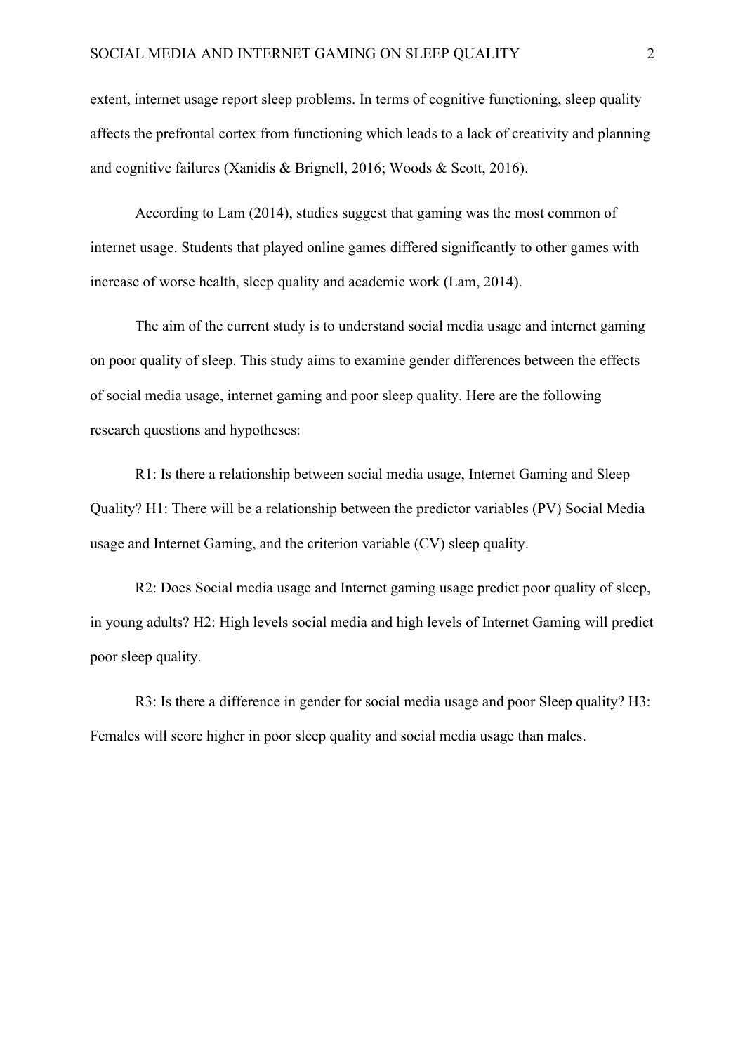extent, internet usage report sleep problems. In terms of cognitive functioning, sleep quality affects the prefrontal cortex from functioning which leads to a lack of creativity and planning and cognitive failures (Xanidis & Brignell, 2016; Woods & Scott, 2016).

According to Lam (2014), studies suggest that gaming was the most common of internet usage. Students that played online games differed significantly to other games with increase of worse health, sleep quality and academic work (Lam, 2014).

The aim of the current study is to understand social media usage and internet gaming on poor quality of sleep. This study aims to examine gender differences between the effects of social media usage, internet gaming and poor sleep quality. Here are the following research questions and hypotheses:

R1: Is there a relationship between social media usage, Internet Gaming and Sleep Quality? H1: There will be a relationship between the predictor variables (PV) Social Media usage and Internet Gaming, and the criterion variable (CV) sleep quality.

R2: Does Social media usage and Internet gaming usage predict poor quality of sleep, in young adults? H2: High levels social media and high levels of Internet Gaming will predict poor sleep quality.

R3: Is there a difference in gender for social media usage and poor Sleep quality? H3: Females will score higher in poor sleep quality and social media usage than males.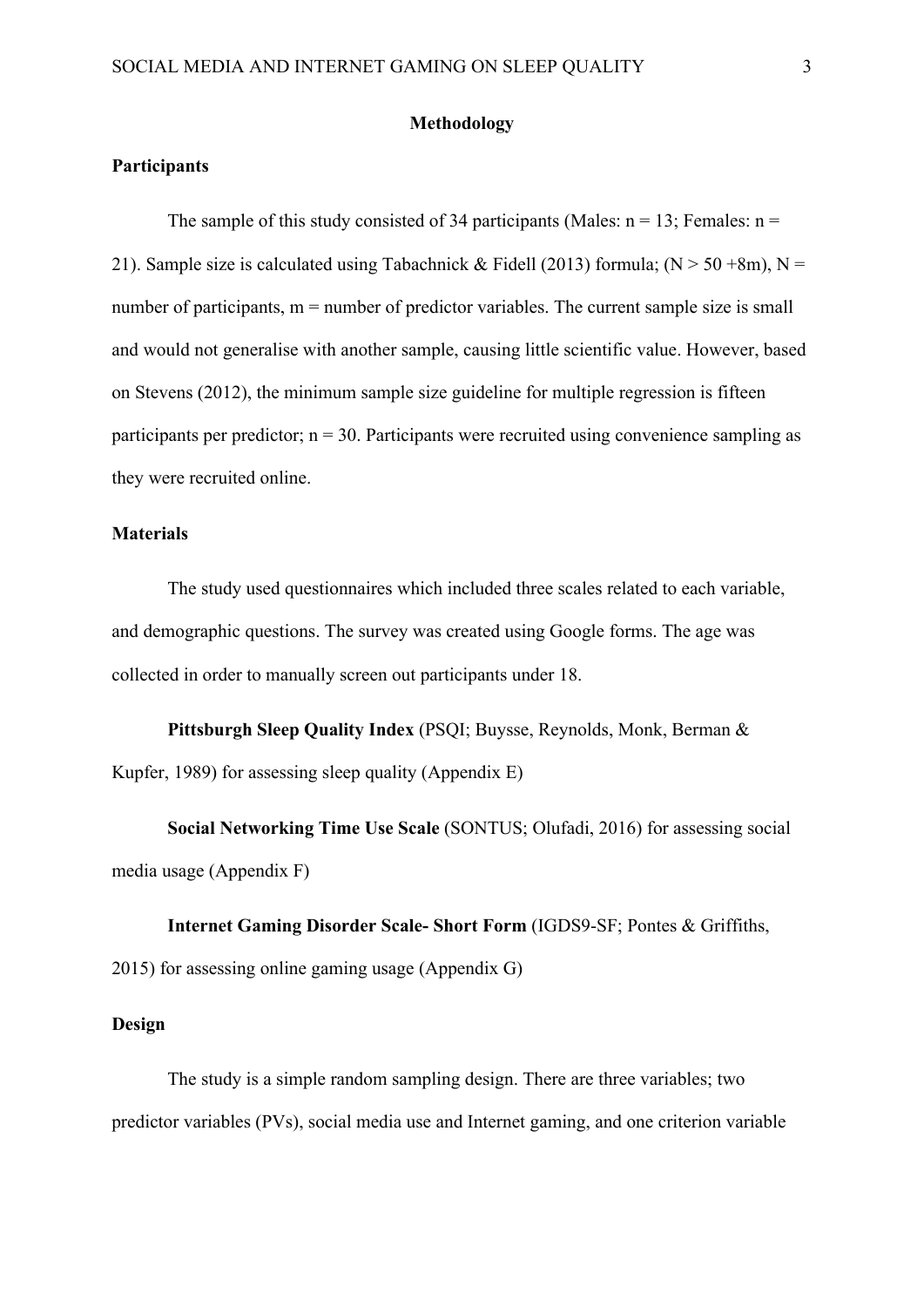# Methodology

## Participants

The sample of this study consisted of 34 participants (Males: n = 13; Females: n = 21). Sample size is calculated using Tabachnick & Fidell (2013) formula; ($N > 50 + 8m$), N = number of participants, m = number of predictor variables. The current sample size is small and would not generalise with another sample, causing little scientific value. However, based on Stevens (2012), the minimum sample size guideline for multiple regression is fifteen participants per predictor; n = 30. Participants were recruited using convenience sampling as they were recruited online.

## Materials

The study used questionnaires which included three scales related to each variable, and demographic questions. The survey was created using Google forms. The age was collected in order to manually screen out participants under 18.

**Pittsburgh Sleep Quality Index** (PSQI; Buysse, Reynolds, Monk, Berman & Kupfer, 1989) for assessing sleep quality (Appendix E)

**Social Networking Time Use Scale** (SONTUS; Olufadi, 2016) for assessing social media usage (Appendix F)

**Internet Gaming Disorder Scale- Short Form** (IGDS9-SF; Pontes & Griffiths, 2015) for assessing online gaming usage (Appendix G)

## Design

The study is a simple random sampling design. There are three variables; two predictor variables (PVs), social media use and Internet gaming, and one criterion variable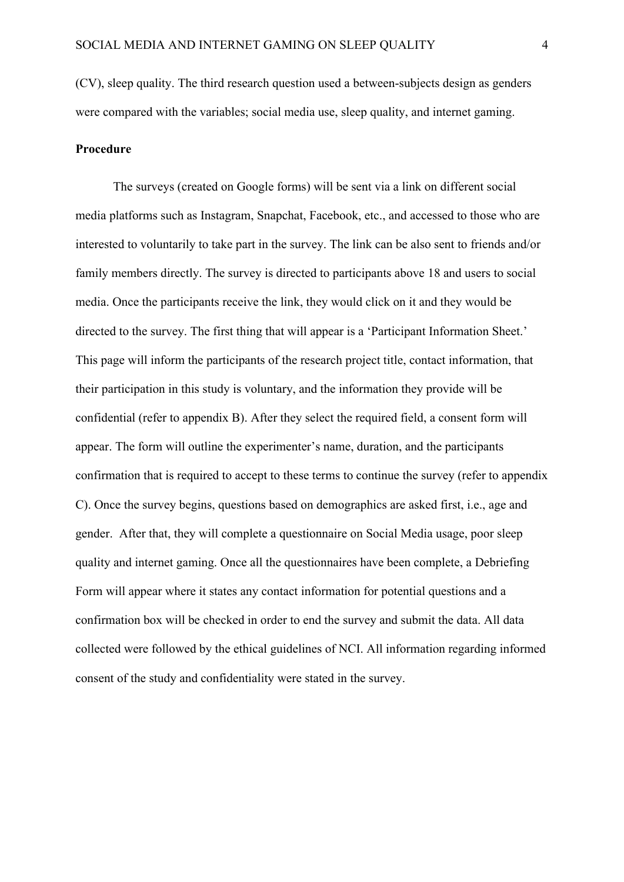(CV), sleep quality. The third research question used a between-subjects design as genders were compared with the variables; social media use, sleep quality, and internet gaming.

**Procedure**

The surveys (created on Google forms) will be sent via a link on different social media platforms such as Instagram, Snapchat, Facebook, etc., and accessed to those who are interested to voluntarily to take part in the survey. The link can be also sent to friends and/or family members directly. The survey is directed to participants above 18 and users to social media. Once the participants receive the link, they would click on it and they would be directed to the survey. The first thing that will appear is a 'Participant Information Sheet.' This page will inform the participants of the research project title, contact information, that their participation in this study is voluntary, and the information they provide will be confidential (refer to appendix B). After they select the required field, a consent form will appear. The form will outline the experimenter's name, duration, and the participants confirmation that is required to accept to these terms to continue the survey (refer to appendix C). Once the survey begins, questions based on demographics are asked first, i.e., age and gender. After that, they will complete a questionnaire on Social Media usage, poor sleep quality and internet gaming. Once all the questionnaires have been complete, a Debriefing Form will appear where it states any contact information for potential questions and a confirmation box will be checked in order to end the survey and submit the data. All data collected were followed by the ethical guidelines of NCI. All information regarding informed consent of the study and confidentiality were stated in the survey.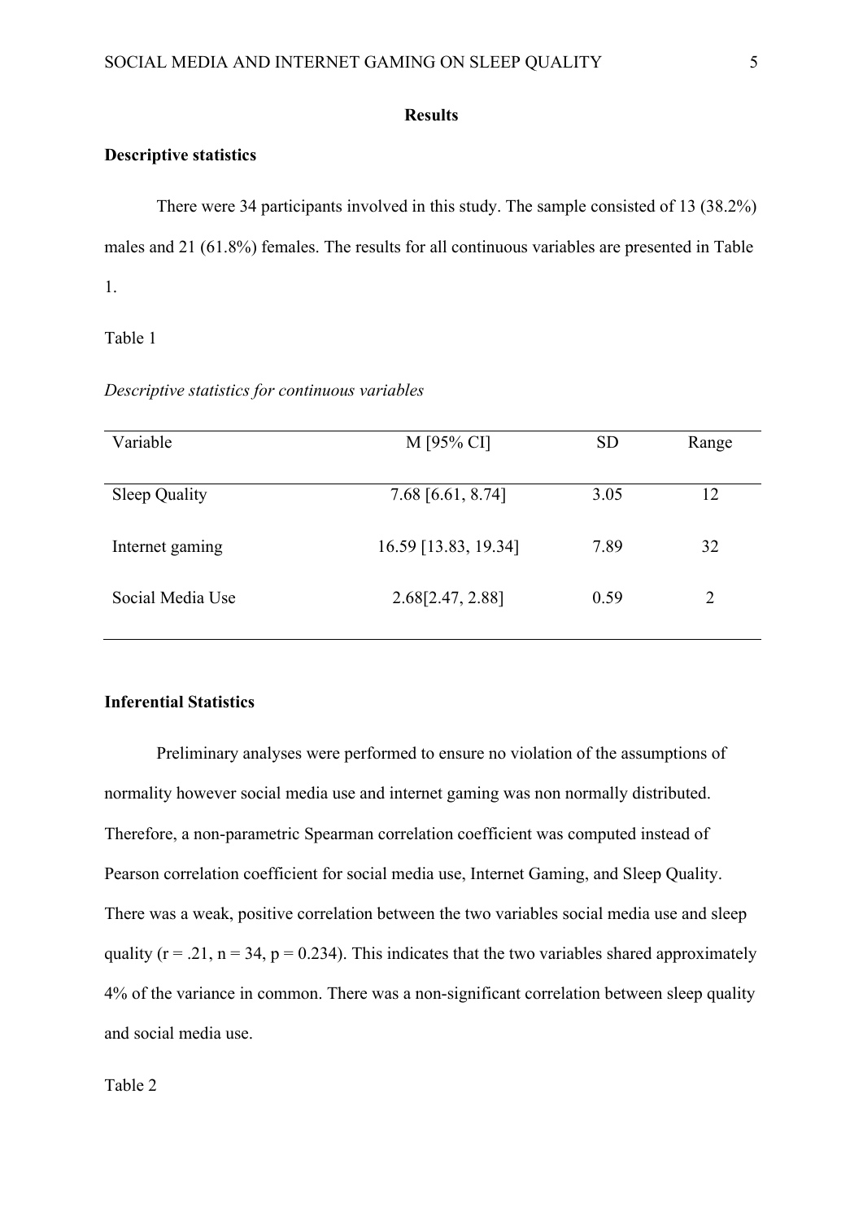## Results

### Descriptive statistics

There were 34 participants involved in this study. The sample consisted of 13 (38.2%) males and 21 (61.8%) females. The results for all continuous variables are presented in Table 1.

Table 1

*Descriptive statistics for continuous variables*

| Variable | M [95% CI] | SD | Range |
|---|---|---|---|
| Sleep Quality | 7.68 [6.61, 8.74] | 3.05 | 12 |
| Internet gaming | 16.59 [13.83, 19.34] | 7.89 | 32 |
| Social Media Use | 2.68[2.47, 2.88] | 0.59 | 2 |

### Inferential Statistics

Preliminary analyses were performed to ensure no violation of the assumptions of normality however social media use and internet gaming was non normally distributed. Therefore, a non-parametric Spearman correlation coefficient was computed instead of Pearson correlation coefficient for social media use, Internet Gaming, and Sleep Quality. There was a weak, positive correlation between the two variables social media use and sleep quality ($r = .21$, $n = 34$, $p = 0.234$). This indicates that the two variables shared approximately 4% of the variance in common. There was a non-significant correlation between sleep quality and social media use.

Table 2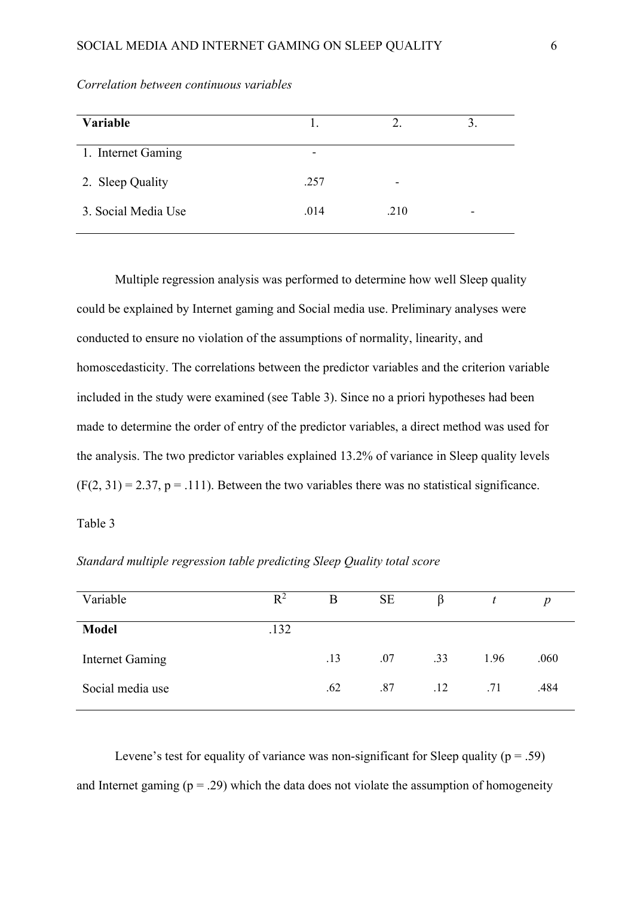*Correlation between continuous variables*

| **Variable** | 1. | 2. | 3. |
|---|---|---|---|
| 1. Internet Gaming | - | | |
| 2. Sleep Quality | .257 | - | |
| 3. Social Media Use | .014 | .210 | - |

Multiple regression analysis was performed to determine how well Sleep quality could be explained by Internet gaming and Social media use. Preliminary analyses were conducted to ensure no violation of the assumptions of normality, linearity, and homoscedasticity. The correlations between the predictor variables and the criterion variable included in the study were examined (see Table 3). Since no a priori hypotheses had been made to determine the order of entry of the predictor variables, a direct method was used for the analysis. The two predictor variables explained 13.2% of variance in Sleep quality levels ($F(2, 31) = 2.37$, $p = .111$). Between the two variables there was no statistical significance.

Table 3

*Standard multiple regression table predicting Sleep Quality total score*

| Variable | $R^2$ | B | SE | β | *t* | *p* |
|---|---|---|---|---|---|---|
| **Model** | .132 | | | | | |
| Internet Gaming | | .13 | .07 | .33 | 1.96 | .060 |
| Social media use | | .62 | .87 | .12 | .71 | .484 |

Levene's test for equality of variance was non-significant for Sleep quality ($p = .59$) and Internet gaming ($p = .29$) which the data does not violate the assumption of homogeneity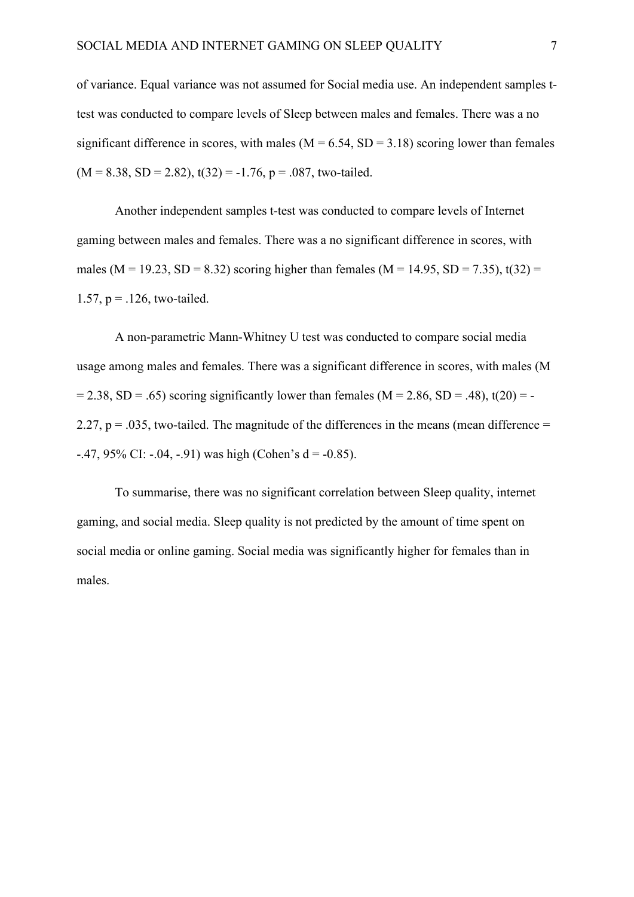of variance. Equal variance was not assumed for Social media use. An independent samples t-test was conducted to compare levels of Sleep between males and females. There was a no significant difference in scores, with males ($M = 6.54$, $SD = 3.18$) scoring lower than females ($M = 8.38$, $SD = 2.82$), $t(32) = -1.76$, $p = .087$, two-tailed.

Another independent samples t-test was conducted to compare levels of Internet gaming between males and females. There was a no significant difference in scores, with males ($M = 19.23$, $SD = 8.32$) scoring higher than females ($M = 14.95$, $SD = 7.35$), $t(32) = 1.57$, $p = .126$, two-tailed.

A non-parametric Mann-Whitney U test was conducted to compare social media usage among males and females. There was a significant difference in scores, with males ($M = 2.38$, $SD = .65$) scoring significantly lower than females ($M = 2.86$, $SD = .48$), $t(20) = -2.27$, $p = .035$, two-tailed. The magnitude of the differences in the means (mean difference = -.47, 95% CI: -.04, -.91) was high (Cohen's $d = -0.85$).

To summarise, there was no significant correlation between Sleep quality, internet gaming, and social media. Sleep quality is not predicted by the amount of time spent on social media or online gaming. Social media was significantly higher for females than in males.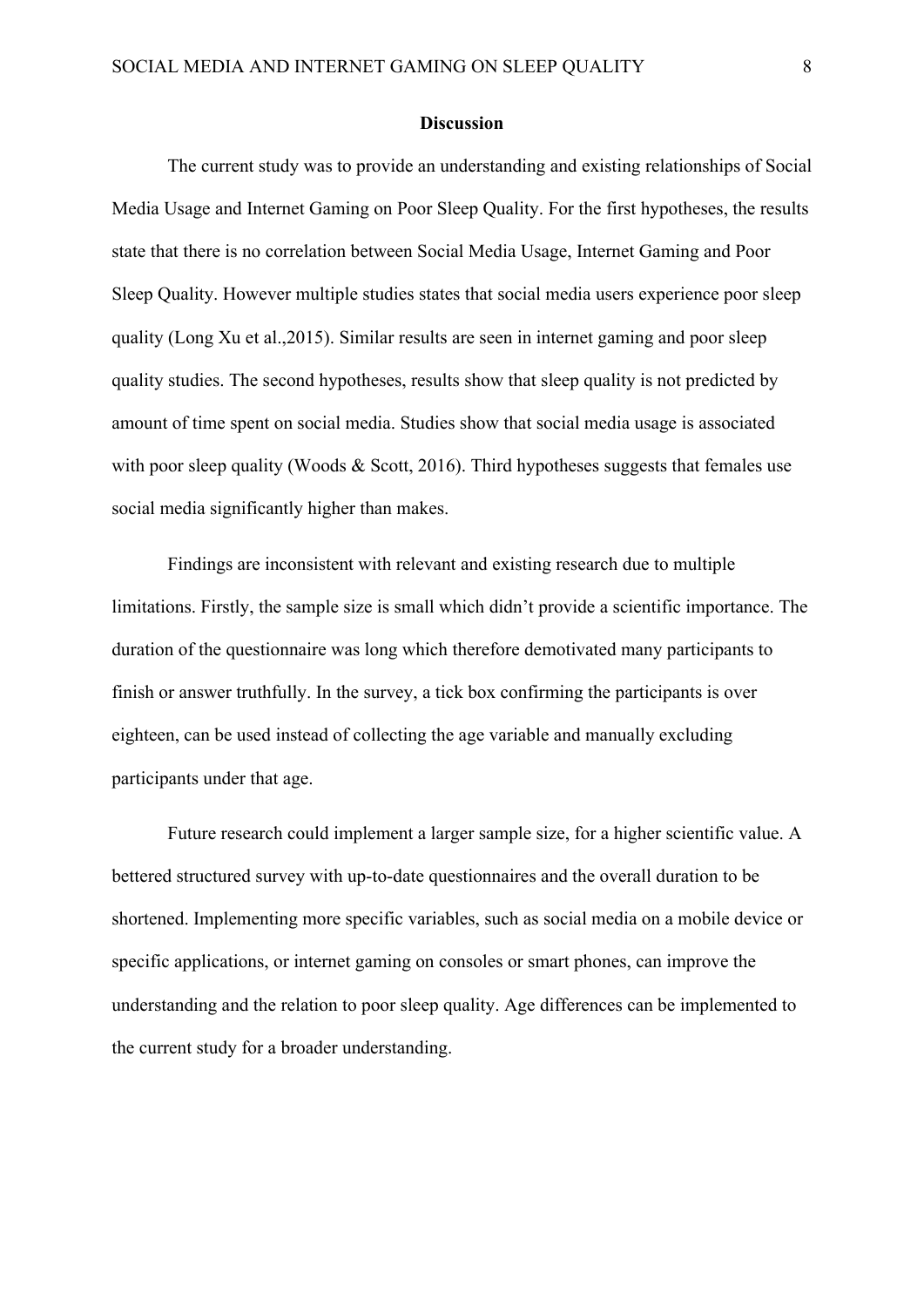## Discussion

The current study was to provide an understanding and existing relationships of Social Media Usage and Internet Gaming on Poor Sleep Quality. For the first hypotheses, the results state that there is no correlation between Social Media Usage, Internet Gaming and Poor Sleep Quality. However multiple studies states that social media users experience poor sleep quality (Long Xu et al.,2015). Similar results are seen in internet gaming and poor sleep quality studies. The second hypotheses, results show that sleep quality is not predicted by amount of time spent on social media. Studies show that social media usage is associated with poor sleep quality (Woods & Scott, 2016). Third hypotheses suggests that females use social media significantly higher than makes.

Findings are inconsistent with relevant and existing research due to multiple limitations. Firstly, the sample size is small which didn't provide a scientific importance. The duration of the questionnaire was long which therefore demotivated many participants to finish or answer truthfully. In the survey, a tick box confirming the participants is over eighteen, can be used instead of collecting the age variable and manually excluding participants under that age.

Future research could implement a larger sample size, for a higher scientific value. A bettered structured survey with up-to-date questionnaires and the overall duration to be shortened. Implementing more specific variables, such as social media on a mobile device or specific applications, or internet gaming on consoles or smart phones, can improve the understanding and the relation to poor sleep quality. Age differences can be implemented to the current study for a broader understanding.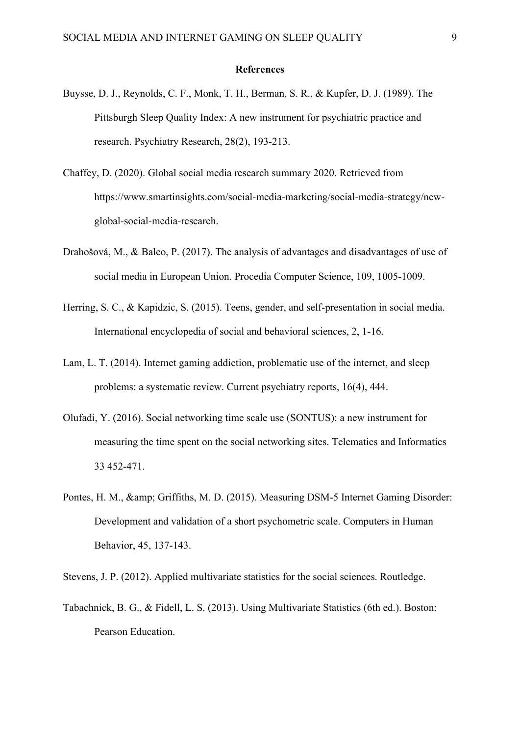# References

Buysse, D. J., Reynolds, C. F., Monk, T. H., Berman, S. R., & Kupfer, D. J. (1989). The Pittsburgh Sleep Quality Index: A new instrument for psychiatric practice and research. Psychiatry Research, 28(2), 193-213.

Chaffey, D. (2020). Global social media research summary 2020. Retrieved from https://www.smartinsights.com/social-media-marketing/social-media-strategy/new-global-social-media-research.

Drahošová, M., & Balco, P. (2017). The analysis of advantages and disadvantages of use of social media in European Union. Procedia Computer Science, 109, 1005-1009.

Herring, S. C., & Kapidzic, S. (2015). Teens, gender, and self-presentation in social media. International encyclopedia of social and behavioral sciences, 2, 1-16.

Lam, L. T. (2014). Internet gaming addiction, problematic use of the internet, and sleep problems: a systematic review. Current psychiatry reports, 16(4), 444.

Olufadi, Y. (2016). Social networking time scale use (SONTUS): a new instrument for measuring the time spent on the social networking sites. Telematics and Informatics 33 452-471.

Pontes, H. M., &amp; Griffiths, M. D. (2015). Measuring DSM-5 Internet Gaming Disorder: Development and validation of a short psychometric scale. Computers in Human Behavior, 45, 137-143.

Stevens, J. P. (2012). Applied multivariate statistics for the social sciences. Routledge.

Tabachnick, B. G., & Fidell, L. S. (2013). Using Multivariate Statistics (6th ed.). Boston: Pearson Education.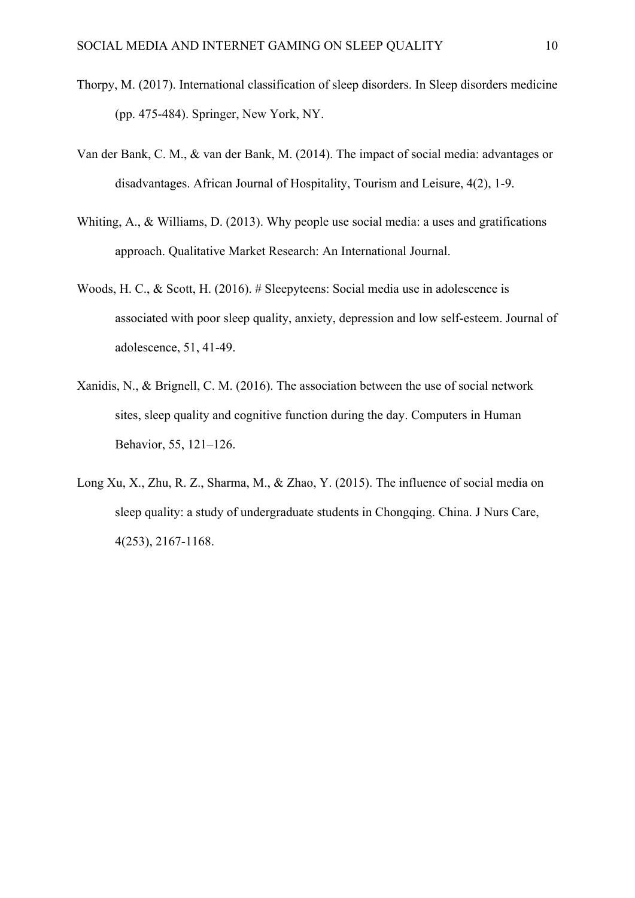Thorpy, M. (2017). International classification of sleep disorders. In Sleep disorders medicine (pp. 475-484). Springer, New York, NY.

Van der Bank, C. M., & van der Bank, M. (2014). The impact of social media: advantages or disadvantages. African Journal of Hospitality, Tourism and Leisure, 4(2), 1-9.

Whiting, A., & Williams, D. (2013). Why people use social media: a uses and gratifications approach. Qualitative Market Research: An International Journal.

Woods, H. C., & Scott, H. (2016). # Sleepyteens: Social media use in adolescence is associated with poor sleep quality, anxiety, depression and low self-esteem. Journal of adolescence, 51, 41-49.

Xanidis, N., & Brignell, C. M. (2016). The association between the use of social network sites, sleep quality and cognitive function during the day. Computers in Human Behavior, 55, 121–126.

Long Xu, X., Zhu, R. Z., Sharma, M., & Zhao, Y. (2015). The influence of social media on sleep quality: a study of undergraduate students in Chongqing. China. J Nurs Care, 4(253), 2167-1168.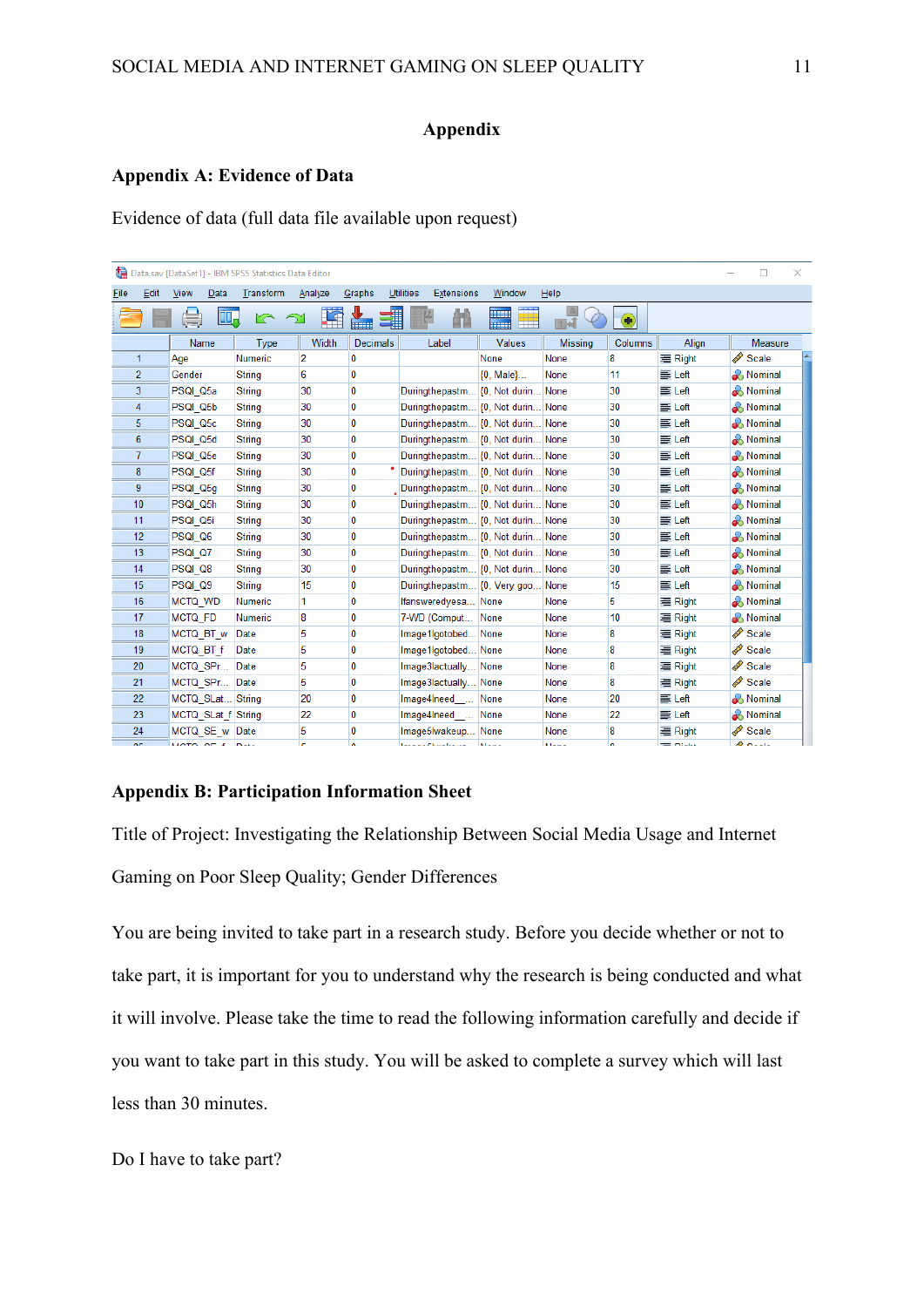# Appendix

## Appendix A: Evidence of Data

Evidence of data (full data file available upon request)

Data.sav [DataSet1] - IBM SPSS Statistics Data Editor

| | Name | Type | Width | Decimals | Label | Values | Missing | Columns | Align | Measure |
|---|---|---|---|---|---|---|---|---|---|---|
| 1 | Age | Numeric | 2 | 0 | | None | None | 8 | Right | Scale |
| 2 | Gender | String | 6 | 0 | | {0, Male}... | None | 11 | Left | Nominal |
| 3 | PSQI_Q5a | String | 30 | 0 | Duringthepastm... | {0, Not durin... | None | 30 | Left | Nominal |
| 4 | PSQI_Q5b | String | 30 | 0 | Duringthepastm... | {0, Not durin... | None | 30 | Left | Nominal |
| 5 | PSQI_Q5c | String | 30 | 0 | Duringthepastm... | {0, Not durin... | None | 30 | Left | Nominal |
| 6 | PSQI_Q5d | String | 30 | 0 | Duringthepastm... | {0, Not durin... | None | 30 | Left | Nominal |
| 7 | PSQI_Q5e | String | 30 | 0 | Duringthepastm... | {0, Not durin... | None | 30 | Left | Nominal |
| 8 | PSQI_Q5f | String | 30 | 0 | Duringthepastm... | {0, Not durin... | None | 30 | Left | Nominal |
| 9 | PSQI_Q5g | String | 30 | 0 | Duringthepastm... | {0, Not durin... | None | 30 | Left | Nominal |
| 10 | PSQI_Q5h | String | 30 | 0 | Duringthepastm... | {0, Not durin... | None | 30 | Left | Nominal |
| 11 | PSQI_Q5i | String | 30 | 0 | Duringthepastm... | {0, Not durin... | None | 30 | Left | Nominal |
| 12 | PSQI_Q6 | String | 30 | 0 | Duringthepastm... | {0, Not durin... | None | 30 | Left | Nominal |
| 13 | PSQI_Q7 | String | 30 | 0 | Duringthepastm... | {0, Not durin... | None | 30 | Left | Nominal |
| 14 | PSQI_Q8 | String | 30 | 0 | Duringthepastm... | {0, Not durin... | None | 30 | Left | Nominal |
| 15 | PSQI_Q9 | String | 15 | 0 | Duringthepastm... | {0, Very goo... | None | 15 | Left | Nominal |
| 16 | MCTQ_WD | Numeric | 1 | 0 | Ifansweredyesa... | None | None | 5 | Right | Nominal |
| 17 | MCTQ_FD | Numeric | 8 | 0 | 7-WD (Comput... | None | None | 10 | Right | Nominal |
| 18 | MCTQ_BT_w | Date | 5 | 0 | Image1Igotobed... | None | None | 8 | Right | Scale |
| 19 | MCTQ_BT_f | Date | 5 | 0 | Image1Igotobed... | None | None | 8 | Right | Scale |
| 20 | MCTQ_SPr... | Date | 5 | 0 | Image3Iactually... | None | None | 8 | Right | Scale |
| 21 | MCTQ_SPr... | Date | 5 | 0 | Image3Iactually... | None | None | 8 | Right | Scale |
| 22 | MCTQ_SLat... | String | 20 | 0 | Image4Ineed__... | None | None | 20 | Left | Nominal |
| 23 | MCTQ_SLat_f | String | 22 | 0 | Image4Ineed__... | None | None | 22 | Left | Nominal |
| 24 | MCTQ_SE_w | Date | 5 | 0 | Image5Iwakeup... | None | None | 8 | Right | Scale |

## Appendix B: Participation Information Sheet

Title of Project: Investigating the Relationship Between Social Media Usage and Internet Gaming on Poor Sleep Quality; Gender Differences

You are being invited to take part in a research study. Before you decide whether or not to take part, it is important for you to understand why the research is being conducted and what it will involve. Please take the time to read the following information carefully and decide if you want to take part in this study. You will be asked to complete a survey which will last less than 30 minutes.

Do I have to take part?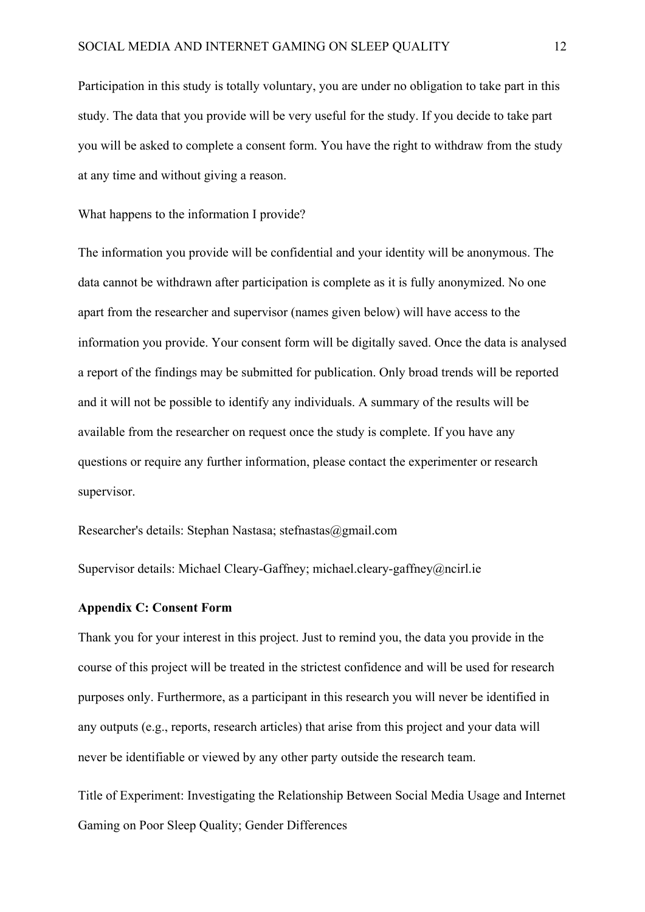Participation in this study is totally voluntary, you are under no obligation to take part in this study. The data that you provide will be very useful for the study. If you decide to take part you will be asked to complete a consent form. You have the right to withdraw from the study at any time and without giving a reason.

What happens to the information I provide?

The information you provide will be confidential and your identity will be anonymous. The data cannot be withdrawn after participation is complete as it is fully anonymized. No one apart from the researcher and supervisor (names given below) will have access to the information you provide. Your consent form will be digitally saved. Once the data is analysed a report of the findings may be submitted for publication. Only broad trends will be reported and it will not be possible to identify any individuals. A summary of the results will be available from the researcher on request once the study is complete. If you have any questions or require any further information, please contact the experimenter or research supervisor.

Researcher's details: Stephan Nastasa; stefnastas@gmail.com

Supervisor details: Michael Cleary-Gaffney; michael.cleary-gaffney@ncirl.ie

**Appendix C: Consent Form**

Thank you for your interest in this project. Just to remind you, the data you provide in the course of this project will be treated in the strictest confidence and will be used for research purposes only. Furthermore, as a participant in this research you will never be identified in any outputs (e.g., reports, research articles) that arise from this project and your data will never be identifiable or viewed by any other party outside the research team.

Title of Experiment: Investigating the Relationship Between Social Media Usage and Internet Gaming on Poor Sleep Quality; Gender Differences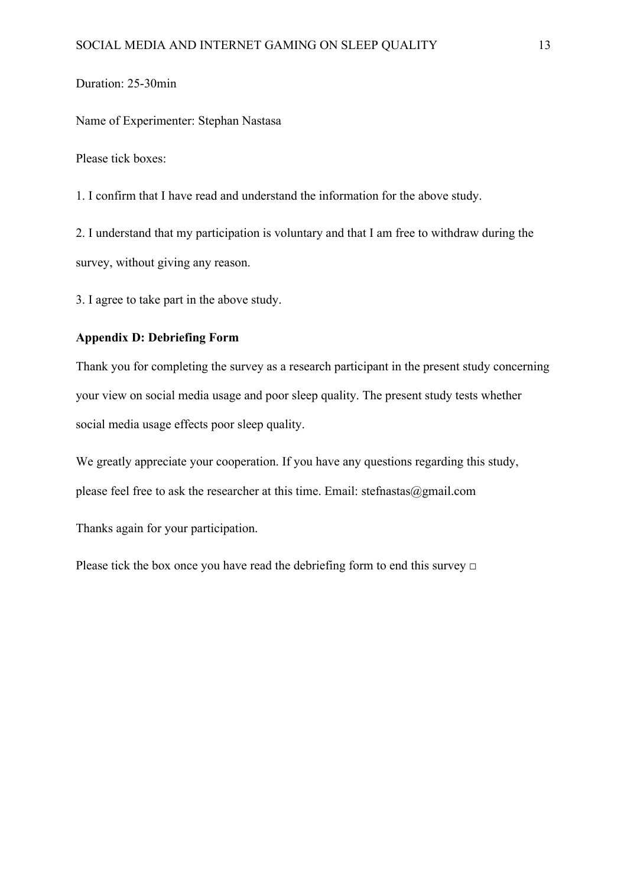Duration: 25-30min

Name of Experimenter: Stephan Nastasa

Please tick boxes:

1. I confirm that I have read and understand the information for the above study.

2. I understand that my participation is voluntary and that I am free to withdraw during the survey, without giving any reason.

3. I agree to take part in the above study.

**Appendix D: Debriefing Form**

Thank you for completing the survey as a research participant in the present study concerning your view on social media usage and poor sleep quality. The present study tests whether social media usage effects poor sleep quality.

We greatly appreciate your cooperation. If you have any questions regarding this study, please feel free to ask the researcher at this time. Email: stefnastas@gmail.com

Thanks again for your participation.

Please tick the box once you have read the debriefing form to end this survey □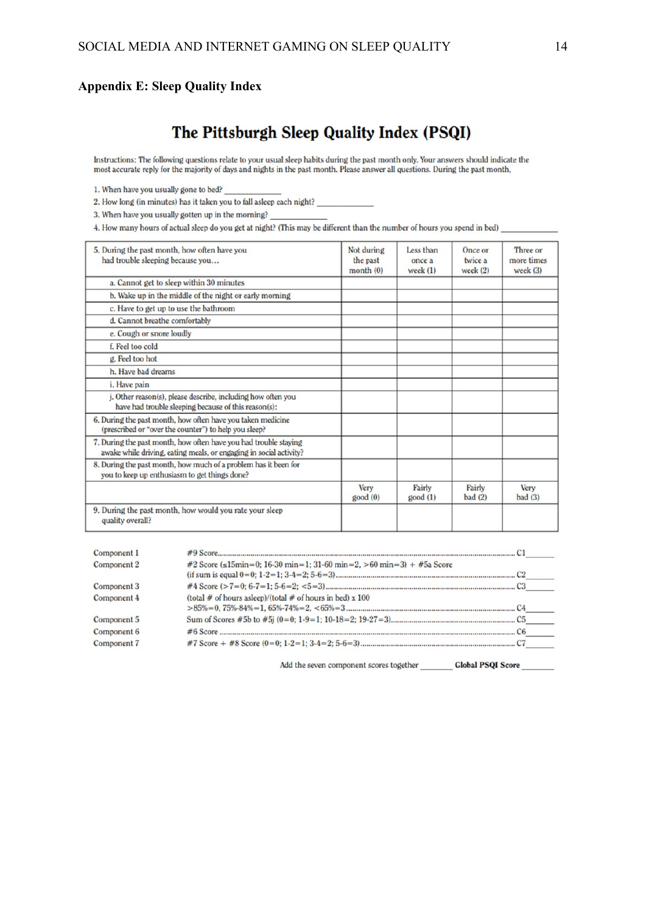**Appendix E: Sleep Quality Index**

# The Pittsburgh Sleep Quality Index (PSQI)

Instructions: The following questions relate to your usual sleep habits during the past month only. Your answers should indicate the most accurate reply for the majority of days and nights in the past month. Please answer all questions. During the past month,

1. When have you usually gone to bed? ______________
2. How long (in minutes) has it taken you to fall asleep each night? ______________
3. When have you usually gotten up in the morning? ______________
4. How many hours of actual sleep do you get at night? (This may be different than the number of hours you spend in bed) ______________

| 5. During the past month, how often have you had trouble sleeping because you… | Not during the past month (0) | Less than once a week (1) | Once or twice a week (2) | Three or more times week (3) |
|---|---|---|---|---|
| a. Cannot get to sleep within 30 minutes | | | | |
| b. Wake up in the middle of the night or early morning | | | | |
| c. Have to get up to use the bathroom | | | | |
| d. Cannot breathe comfortably | | | | |
| e. Cough or snore loudly | | | | |
| f. Feel too cold | | | | |
| g. Feel too hot | | | | |
| h. Have bad dreams | | | | |
| i. Have pain | | | | |
| j. Other reason(s), please describe, including how often you have had trouble sleeping because of this reason(s): | | | | |
| 6. During the past month, how often have you taken medicine (prescribed or "over the counter") to help you sleep? | | | | |
| 7. During the past month, how often have you had trouble staying awake while driving, eating meals, or engaging in social activity? | | | | |
| 8. During the past month, how much of a problem has it been for you to keep up enthusiasm to get things done? | | | | |
| | Very good (0) | Fairly good (1) | Fairly bad (2) | Very bad (3) |
| 9. During the past month, how would you rate your sleep quality overall? | | | | |

| | | |
|---|---|---|
| Component 1 | #9 Score | C1_______ |
| Component 2 | #2 Score (≤15min=0; 16-30 min=1; 31-60 min=2, >60 min=3) + #5a Score (if sum is equal 0=0; 1-2=1; 3-4=2; 5-6=3) | C2_______ |
| Component 3 | #4 Score (>7=0; 6-7=1; 5-6=2; <5=3) | C3_______ |
| Component 4 | (total # of hours asleep)/(total # of hours in bed) x 100 >85%=0, 75%-84%=1, 65%-74%=2, <65%=3 | C4_______ |
| Component 5 | Sum of Scores #5b to #5j (0=0; 1-9=1; 10-18=2; 19-27=3) | C5_______ |
| Component 6 | #6 Score | C6_______ |
| Component 7 | #7 Score + #8 Score (0=0; 1-2=1; 3-4=2; 5-6=3) | C7_______ |

Add the seven component scores together ________ **Global PSQI Score** ________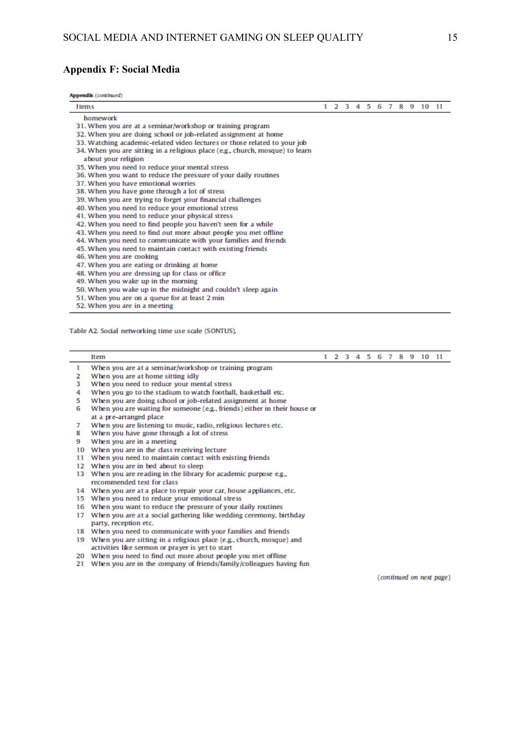## Appendix F: Social Media

**Appendix** (*continued*)

| Items | 1 | 2 | 3 | 4 | 5 | 6 | 7 | 8 | 9 | 10 | 11 |
|---|---|---|---|---|---|---|---|---|---|---|---|
| homework | | | | | | | | | | | |
| 31. When you are at a seminar/workshop or training program | | | | | | | | | | | |
| 32. When you are doing school or job-related assignment at home | | | | | | | | | | | |
| 33. Watching academic-related video lectures or those related to your job | | | | | | | | | | | |
| 34. When you are sitting in a religious place (e.g., church, mosque) to learn about your religion | | | | | | | | | | | |
| 35. When you need to reduce your mental stress | | | | | | | | | | | |
| 36. When you want to reduce the pressure of your daily routines | | | | | | | | | | | |
| 37. When you have emotional worries | | | | | | | | | | | |
| 38. When you have gone through a lot of stress | | | | | | | | | | | |
| 39. When you are trying to forget your financial challenges | | | | | | | | | | | |
| 40. When you need to reduce your emotional stress | | | | | | | | | | | |
| 41. When you need to reduce your physical stress | | | | | | | | | | | |
| 42. When you need to find people you haven't seen for a while | | | | | | | | | | | |
| 43. When you need to find out more about people you met offline | | | | | | | | | | | |
| 44. When you need to communicate with your families and friends | | | | | | | | | | | |
| 45. When you need to maintain contact with existing friends | | | | | | | | | | | |
| 46. When you are cooking | | | | | | | | | | | |
| 47. When you are eating or drinking at home | | | | | | | | | | | |
| 48. When you are dressing up for class or office | | | | | | | | | | | |
| 49. When you wake up in the morning | | | | | | | | | | | |
| 50. When you wake up in the midnight and couldn't sleep again | | | | | | | | | | | |
| 51. When you are on a queue for at least 2 min | | | | | | | | | | | |
| 52. When you are in a meeting | | | | | | | | | | | |

Table A2. Social networking time use scale (SONTUS).

| | Item | 1 | 2 | 3 | 4 | 5 | 6 | 7 | 8 | 9 | 10 | 11 |
|---|---|---|---|---|---|---|---|---|---|---|---|---|
| 1 | When you are at a seminar/workshop or training program | | | | | | | | | | | |
| 2 | When you are at home sitting idly | | | | | | | | | | | |
| 3 | When you need to reduce your mental stress | | | | | | | | | | | |
| 4 | When you go to the stadium to watch football, basketball etc. | | | | | | | | | | | |
| 5 | When you are doing school or job-related assignment at home | | | | | | | | | | | |
| 6 | When you are waiting for someone (e.g., friends) either in their house or at a pre-arranged place | | | | | | | | | | | |
| 7 | When you are listening to music, radio, religious lectures etc. | | | | | | | | | | | |
| 8 | When you have gone through a lot of stress | | | | | | | | | | | |
| 9 | When you are in a meeting | | | | | | | | | | | |
| 10 | When you are in the class receiving lecture | | | | | | | | | | | |
| 11 | When you need to maintain contact with existing friends | | | | | | | | | | | |
| 12 | When you are in bed about to sleep | | | | | | | | | | | |
| 13 | When you are reading in the library for academic purpose e.g., recommended text for class | | | | | | | | | | | |
| 14 | When you are at a place to repair your car, house appliances, etc. | | | | | | | | | | | |
| 15 | When you need to reduce your emotional stress | | | | | | | | | | | |
| 16 | When you want to reduce the pressure of your daily routines | | | | | | | | | | | |
| 17 | When you are at a social gathering like wedding ceremony, birthday party, reception etc. | | | | | | | | | | | |
| 18 | When you need to communicate with your families and friends | | | | | | | | | | | |
| 19 | When you are sitting in a religious place (e.g., church, mosque) and activities like sermon or prayer is yet to start | | | | | | | | | | | |
| 20 | When you need to find out more about people you met offline | | | | | | | | | | | |
| 21 | When you are in the company of friends/family/colleagues having fun | | | | | | | | | | | |

(*continued on next page*)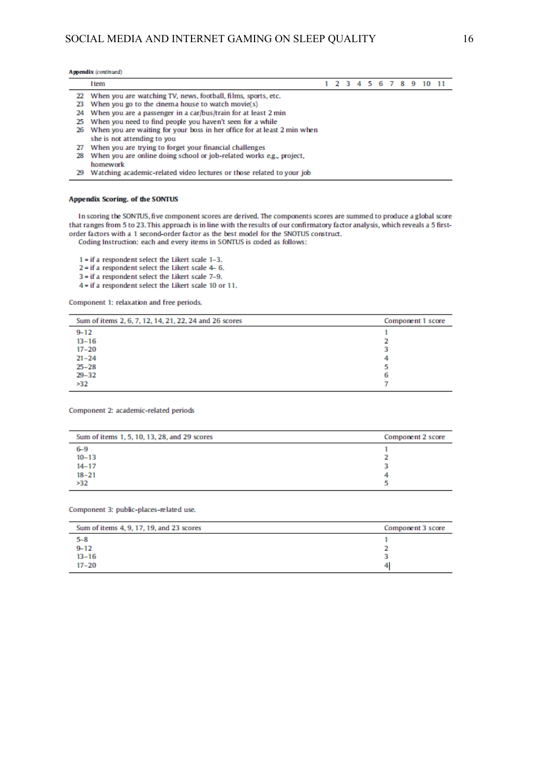**Appendix** (*continued*)

| | Item | 1 | 2 | 3 | 4 | 5 | 6 | 7 | 8 | 9 | 10 | 11 |
|---|---|---|---|---|---|---|---|---|---|---|---|---|
| 22 | When you are watching TV, news, football, films, sports, etc. | | | | | | | | | | | |
| 23 | When you go to the cinema house to watch movie(s) | | | | | | | | | | | |
| 24 | When you are a passenger in a car/bus/train for at least 2 min | | | | | | | | | | | |
| 25 | When you need to find people you haven't seen for a while | | | | | | | | | | | |
| 26 | When you are waiting for your boss in her office for at least 2 min when she is not attending to you | | | | | | | | | | | |
| 27 | When you are trying to forget your financial challenges | | | | | | | | | | | |
| 28 | When you are online doing school or job-related works e.g., project, homework | | | | | | | | | | | |
| 29 | Watching academic-related video lectures or those related to your job | | | | | | | | | | | |

**Appendix Scoring. of the SONTUS**

In scoring the SONTUS, five component scores are derived. The components scores are summed to produce a global score that ranges from 5 to 23. This approach is in line with the results of our confirmatory factor analysis, which reveals a 5 first-order factors with a 1 second-order factor as the best model for the SNOTUS construct.

Coding Instruction: each and every items in SONTUS is coded as follows:

1 = if a respondent select the Likert scale 1–3.
2 = if a respondent select the Likert scale 4– 6.
3 = if a respondent select the Likert scale 7–9.
4 = if a respondent select the Likert scale 10 or 11.

Component 1: relaxation and free periods.

| Sum of items 2, 6, 7, 12, 14, 21, 22, 24 and 26 scores | Component 1 score |
|---|---|
| 9–12 | 1 |
| 13–16 | 2 |
| 17–20 | 3 |
| 21–24 | 4 |
| 25–28 | 5 |
| 29–32 | 6 |
| >32 | 7 |

Component 2: academic-related periods

| Sum of items 1, 5, 10, 13, 28, and 29 scores | Component 2 score |
|---|---|
| 6–9 | 1 |
| 10–13 | 2 |
| 14–17 | 3 |
| 18–21 | 4 |
| >32 | 5 |

Component 3: public-places-related use.

| Sum of items 4, 9, 17, 19, and 23 scores | Component 3 score |
|---|---|
| 5–8 | 1 |
| 9–12 | 2 |
| 13–16 | 3 |
| 17–20 | 4 |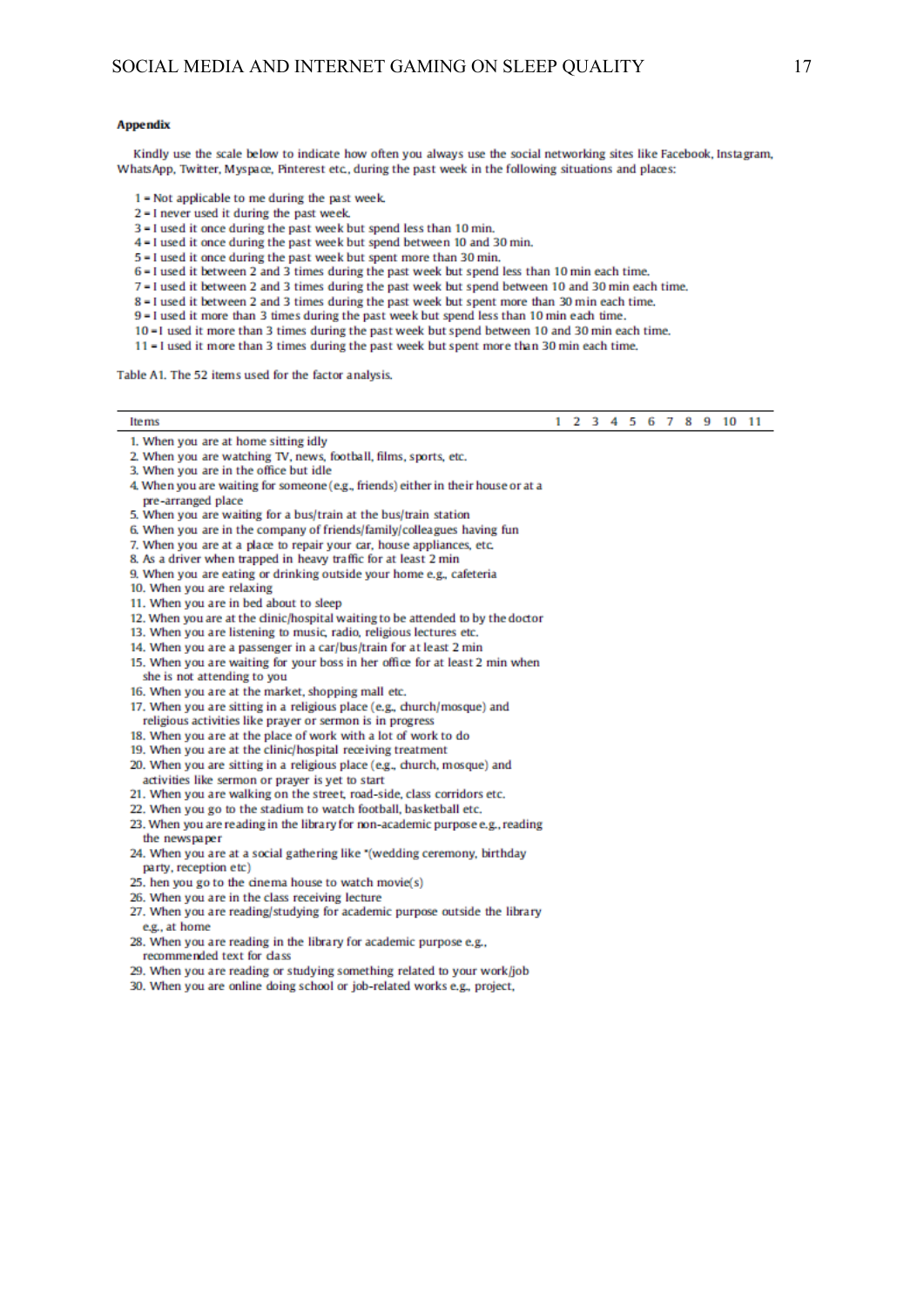**Appendix**

Kindly use the scale below to indicate how often you always use the social networking sites like Facebook, Instagram, WhatsApp, Twitter, Myspace, Pinterest etc., during the past week in the following situations and places:

1 = Not applicable to me during the past week.
2 = I never used it during the past week.
3 = I used it once during the past week but spend less than 10 min.
4 = I used it once during the past week but spend between 10 and 30 min.
5 = I used it once during the past week but spent more than 30 min.
6 = I used it between 2 and 3 times during the past week but spend less than 10 min each time.
7 = I used it between 2 and 3 times during the past week but spend between 10 and 30 min each time.
8 = I used it between 2 and 3 times during the past week but spent more than 30 min each time.
9 = I used it more than 3 times during the past week but spend less than 10 min each time.
10 = I used it more than 3 times during the past week but spend between 10 and 30 min each time.
11 = I used it more than 3 times during the past week but spent more than 30 min each time.

Table A1. The 52 items used for the factor analysis.

| Items | 1 | 2 | 3 | 4 | 5 | 6 | 7 | 8 | 9 | 10 | 11 |
|---|---|---|---|---|---|---|---|---|---|---|---|
| 1. When you are at home sitting idly | | | | | | | | | | | |
| 2. When you are watching TV, news, football, films, sports, etc. | | | | | | | | | | | |
| 3. When you are in the office but idle | | | | | | | | | | | |
| 4. When you are waiting for someone (e.g., friends) either in their house or at a pre-arranged place | | | | | | | | | | | |
| 5. When you are waiting for a bus/train at the bus/train station | | | | | | | | | | | |
| 6. When you are in the company of friends/family/colleagues having fun | | | | | | | | | | | |
| 7. When you are at a place to repair your car, house appliances, etc. | | | | | | | | | | | |
| 8. As a driver when trapped in heavy traffic for at least 2 min | | | | | | | | | | | |
| 9. When you are eating or drinking outside your home e.g., cafeteria | | | | | | | | | | | |
| 10. When you are relaxing | | | | | | | | | | | |
| 11. When you are in bed about to sleep | | | | | | | | | | | |
| 12. When you are at the clinic/hospital waiting to be attended to by the doctor | | | | | | | | | | | |
| 13. When you are listening to music, radio, religious lectures etc. | | | | | | | | | | | |
| 14. When you are a passenger in a car/bus/train for at least 2 min | | | | | | | | | | | |
| 15. When you are waiting for your boss in her office for at least 2 min when she is not attending to you | | | | | | | | | | | |
| 16. When you are at the market, shopping mall etc. | | | | | | | | | | | |
| 17. When you are sitting in a religious place (e.g., church/mosque) and religious activities like prayer or sermon is in progress | | | | | | | | | | | |
| 18. When you are at the place of work with a lot of work to do | | | | | | | | | | | |
| 19. When you are at the clinic/hospital receiving treatment | | | | | | | | | | | |
| 20. When you are sitting in a religious place (e.g., church, mosque) and activities like sermon or prayer is yet to start | | | | | | | | | | | |
| 21. When you are walking on the street, road-side, class corridors etc. | | | | | | | | | | | |
| 22. When you go to the stadium to watch football, basketball etc. | | | | | | | | | | | |
| 23. When you are reading in the library for non-academic purpose e.g., reading the newspaper | | | | | | | | | | | |
| 24. When you are at a social gathering like *(wedding ceremony, birthday party, reception etc) | | | | | | | | | | | |
| 25. hen you go to the cinema house to watch movie(s) | | | | | | | | | | | |
| 26. When you are in the class receiving lecture | | | | | | | | | | | |
| 27. When you are reading/studying for academic purpose outside the library e.g., at home | | | | | | | | | | | |
| 28. When you are reading in the library for academic purpose e.g., recommended text for class | | | | | | | | | | | |
| 29. When you are reading or studying something related to your work/job | | | | | | | | | | | |
| 30. When you are online doing school or job-related works e.g., project, | | | | | | | | | | | |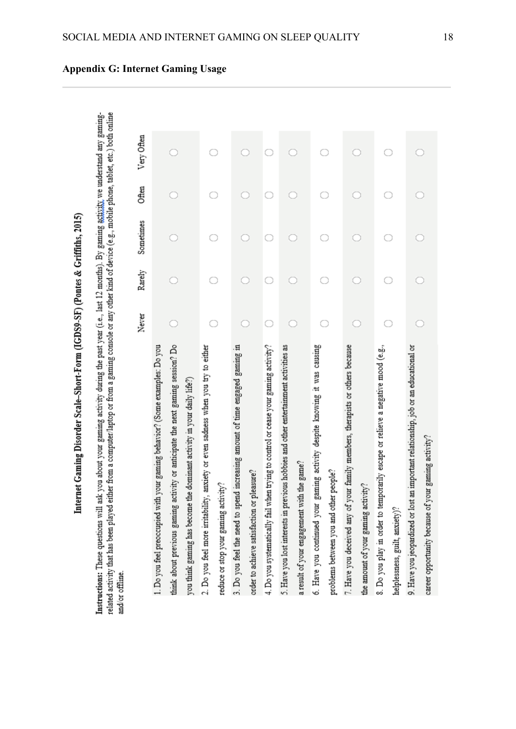## Appendix G: Internet Gaming Usage

### Internet Gaming Disorder Scale–Short-Form (IGDS9-SF) (Pontes & Griffiths, 2015)

**Instructions:** These questions will ask you about your gaming activity during the past year (i.e., last 12 months). By gaming activity we understand any gaming-related activity that has been played either from a computer/laptop or from a gaming console or any other kind of device (e.g., mobile phone, tablet, etc.) both online and/or offline.

| | Never | Rarely | Sometimes | Often | Very Often |
|---|---|---|---|---|---|
| 1. Do you feel preoccupied with your gaming behavior? (Some examples: Do you think about previous gaming activity or anticipate the next gaming session? Do you think gaming has become the dominant activity in your daily life?) | ○ | ○ | ○ | ○ | ○ |
| 2. Do you feel more irritability, anxiety or even sadness when you try to either reduce or stop your gaming activity? | ○ | ○ | ○ | ○ | ○ |
| 3. Do you feel the need to spend increasing amount of time engaged gaming in order to achieve satisfaction or pleasure? | ○ | ○ | ○ | ○ | ○ |
| 4. Do you systematically fail when trying to control or cease your gaming activity? | ○ | ○ | ○ | ○ | ○ |
| 5. Have you lost interests in previous hobbies and other entertainment activities as a result of your engagement with the game? | ○ | ○ | ○ | ○ | ○ |
| 6. Have you continued your gaming activity despite knowing it was causing problems between you and other people? | ○ | ○ | ○ | ○ | ○ |
| 7. Have you deceived any of your family members, therapists or others because the amount of your gaming activity? | ○ | ○ | ○ | ○ | ○ |
| 8. Do you play in order to temporarily escape or relieve a negative mood (e.g., helplessness, guilt, anxiety)? | ○ | ○ | ○ | ○ | ○ |
| 9. Have you jeopardized or lost an important relationship, job or an educational or career opportunity because of your gaming activity? | ○ | ○ | ○ | ○ | ○ |